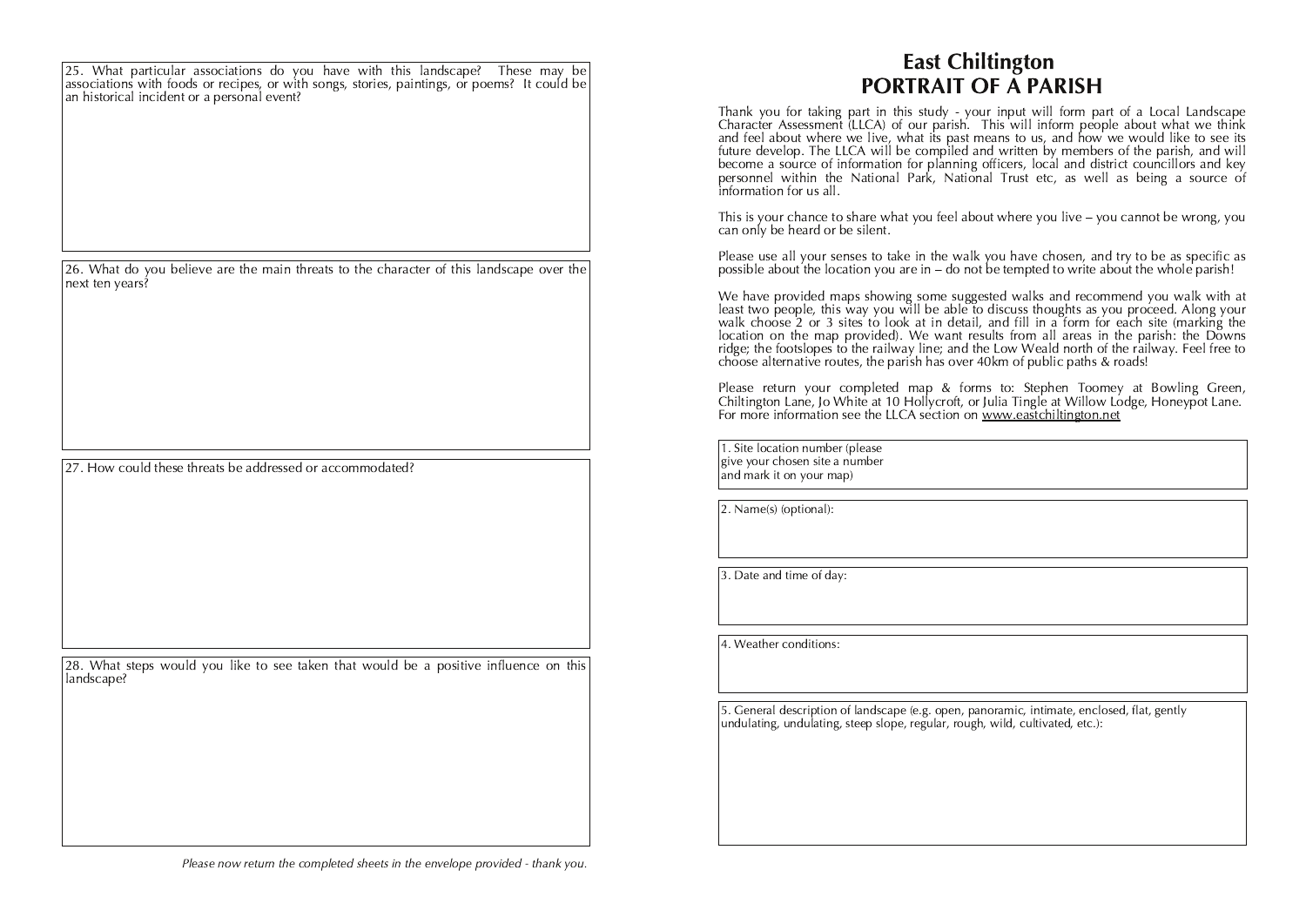25. What particular associations do you have with this landscape? These may be associations with foods or recipes, or with songs, stories, paintings, or poems? It could be an historical incident or a personal event?

26. What do you believe are the main threats to the character of this landscape over the next ten years?

27. How could these threats be addressed or accommodated?

28. What steps would you like to see taken that would be a positive influence on this landscape?

*Please now return the completed sheets in the envelope provided - thank you.*

# East Chiltington
# PORTRAIT OF A PARISH

Thank you for taking part in this study - your input will form part of a Local Landscape Character Assessment (LLCA) of our parish. This will inform people about what we think and feel about where we live, what its past means to us, and how we would like to see its future develop. The LLCA will be compiled and written by members of the parish, and will become a source of information for planning officers, local and district councillors and key personnel within the National Park, National Trust etc, as well as being a source of information for us all.

This is your chance to share what you feel about where you live – you cannot be wrong, you can only be heard or be silent.

Please use all your senses to take in the walk you have chosen, and try to be as specific as possible about the location you are in – do not be tempted to write about the whole parish!

We have provided maps showing some suggested walks and recommend you walk with at least two people, this way you will be able to discuss thoughts as you proceed. Along your walk choose 2 or 3 sites to look at in detail, and fill in a form for each site (marking the location on the map provided). We want results from all areas in the parish: the Downs ridge; the footslopes to the railway line; and the Low Weald north of the railway. Feel free to choose alternative routes, the parish has over 40km of public paths & roads!

Please return your completed map & forms to: Stephen Toomey at Bowling Green, Chiltington Lane, Jo White at 10 Hollycroft, or Julia Tingle at Willow Lodge, Honeypot Lane. For more information see the LLCA section on www.eastchiltington.net

1. Site location number (please give your chosen site a number and mark it on your map)

2. Name(s) (optional):

3. Date and time of day:

4. Weather conditions:

5. General description of landscape (e.g. open, panoramic, intimate, enclosed, flat, gently undulating, undulating, steep slope, regular, rough, wild, cultivated, etc.):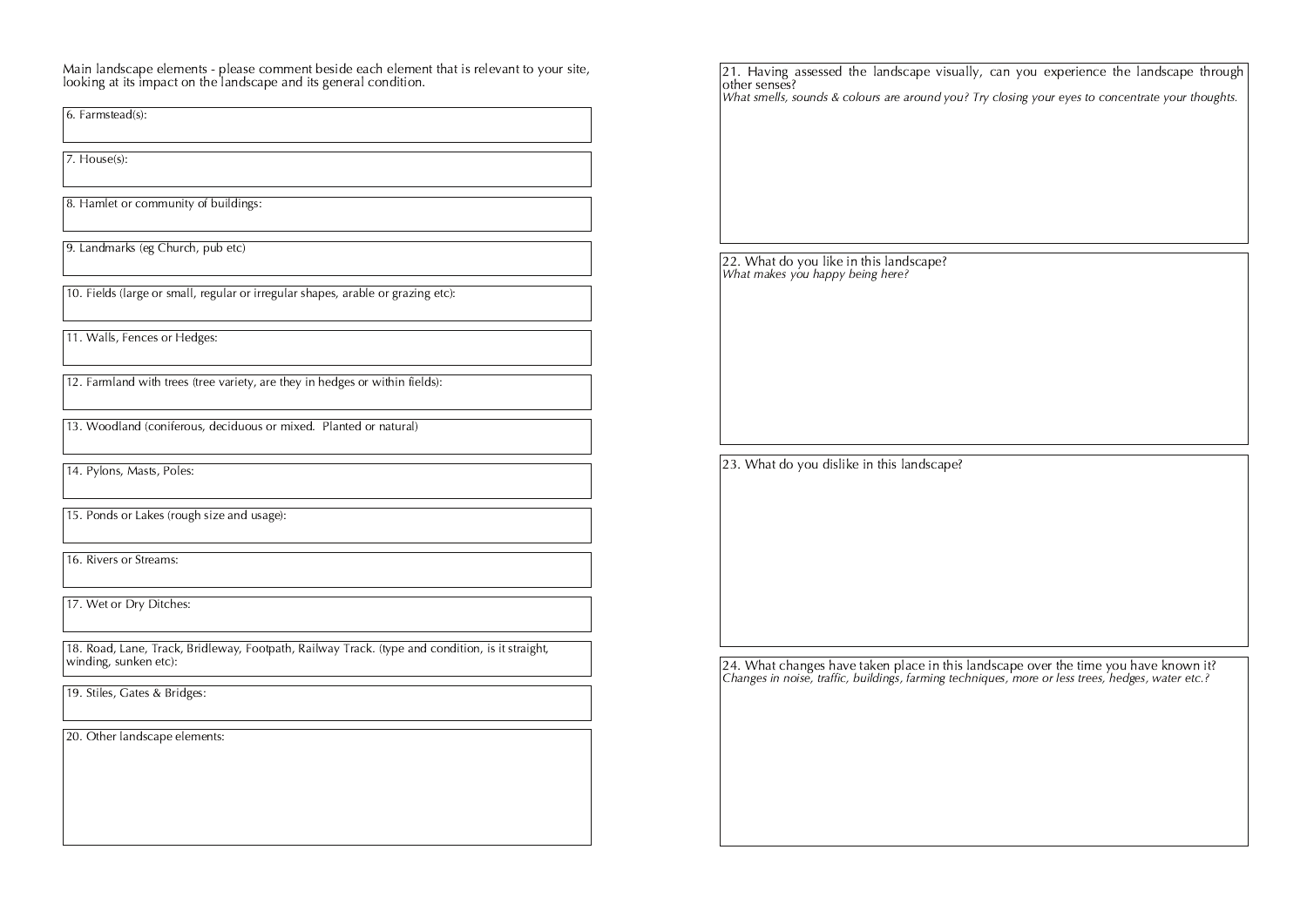Main landscape elements - please comment beside each element that is relevant to your site, looking at its impact on the landscape and its general condition.

6. Farmstead(s):

7. House(s):

8. Hamlet or community of buildings:

9. Landmarks (eg Church, pub etc)

10. Fields (large or small, regular or irregular shapes, arable or grazing etc):

11. Walls, Fences or Hedges:

12. Farmland with trees (tree variety, are they in hedges or within fields):

13. Woodland (coniferous, deciduous or mixed. Planted or natural)

14. Pylons, Masts, Poles:

15. Ponds or Lakes (rough size and usage):

16. Rivers or Streams:

17. Wet or Dry Ditches:

18. Road, Lane, Track, Bridleway, Footpath, Railway Track. (type and condition, is it straight, winding, sunken etc):

19. Stiles, Gates & Bridges:

20. Other landscape elements:

21. Having assessed the landscape visually, can you experience the landscape through other senses?
*What smells, sounds & colours are around you? Try closing your eyes to concentrate your thoughts.*

22. What do you like in this landscape?
*What makes you happy being here?*

23. What do you dislike in this landscape?

24. What changes have taken place in this landscape over the time you have known it?
*Changes in noise, traffic, buildings, farming techniques, more or less trees, hedges, water etc.?*